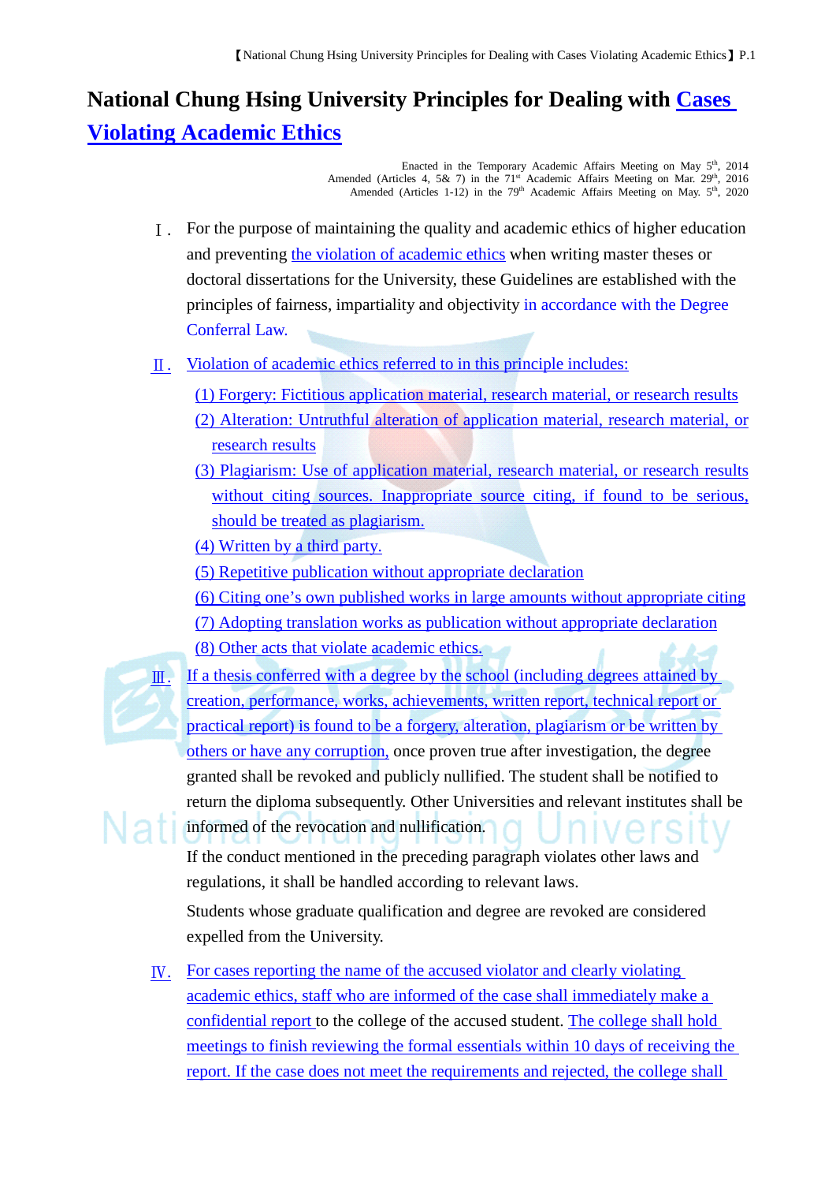# National Chung Hsing University Principles for Dealing with Cases Violating Academic Ethics

Enacted in the Temporary Academic Affairs Meeting on May 5th, 2014
Amended (Articles 4, 5& 7) in the 71st Academic Affairs Meeting on Mar. 29th, 2016
Amended (Articles 1-12) in the 79th Academic Affairs Meeting on May. 5th, 2020

Ⅰ. For the purpose of maintaining the quality and academic ethics of higher education and preventing the violation of academic ethics when writing master theses or doctoral dissertations for the University, these Guidelines are established with the principles of fairness, impartiality and objectivity in accordance with the Degree Conferral Law.

Ⅱ. Violation of academic ethics referred to in this principle includes:

(1) Forgery: Fictitious application material, research material, or research results

(2) Alteration: Untruthful alteration of application material, research material, or research results

(3) Plagiarism: Use of application material, research material, or research results without citing sources. Inappropriate source citing, if found to be serious, should be treated as plagiarism.

(4) Written by a third party.

(5) Repetitive publication without appropriate declaration

(6) Citing one's own published works in large amounts without appropriate citing

(7) Adopting translation works as publication without appropriate declaration

(8) Other acts that violate academic ethics.

Ⅲ. If a thesis conferred with a degree by the school (including degrees attained by creation, performance, works, achievements, written report, technical report or practical report) is found to be a forgery, alteration, plagiarism or be written by others or have any corruption, once proven true after investigation, the degree granted shall be revoked and publicly nullified. The student shall be notified to return the diploma subsequently. Other Universities and relevant institutes shall be informed of the revocation and nullification.

If the conduct mentioned in the preceding paragraph violates other laws and regulations, it shall be handled according to relevant laws.

Students whose graduate qualification and degree are revoked are considered expelled from the University.

Ⅳ. For cases reporting the name of the accused violator and clearly violating academic ethics, staff who are informed of the case shall immediately make a confidential report to the college of the accused student. The college shall hold meetings to finish reviewing the formal essentials within 10 days of receiving the report. If the case does not meet the requirements and rejected, the college shall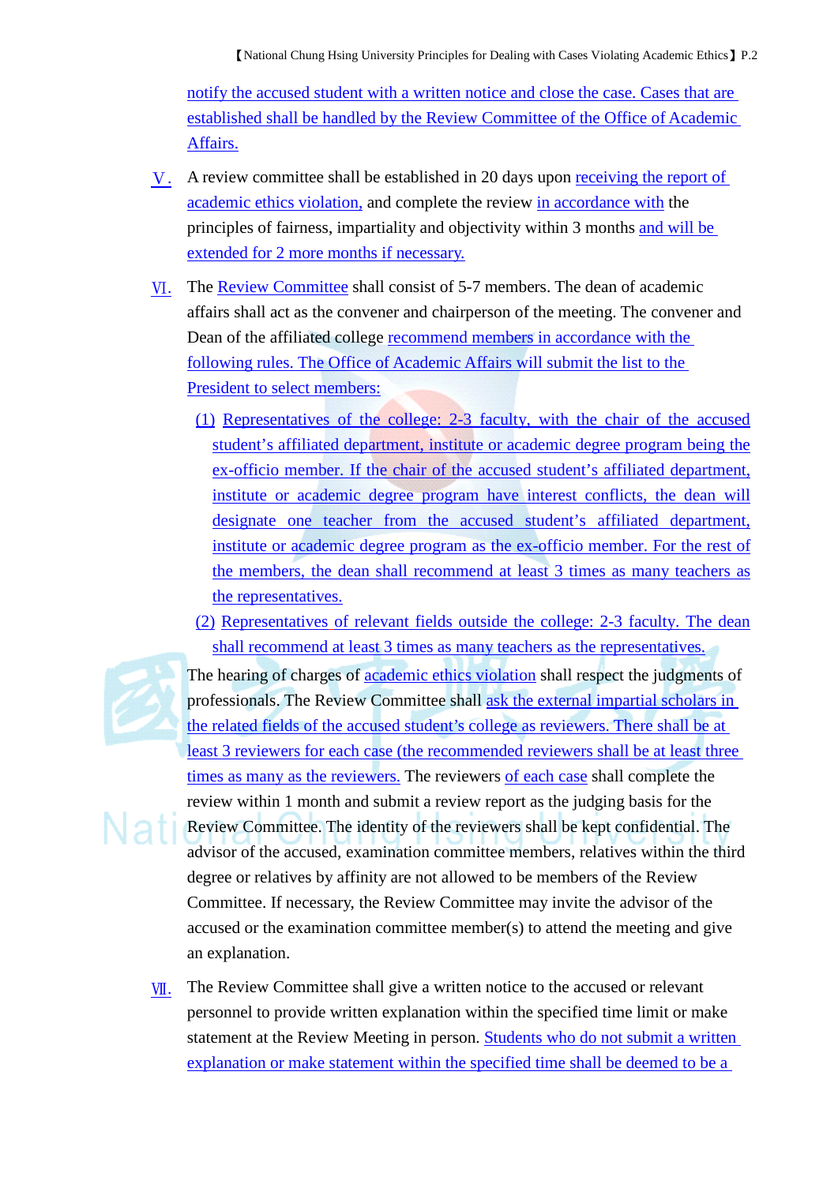notify the accused student with a written notice and close the case. Cases that are established shall be handled by the Review Committee of the Office of Academic Affairs.

Ⅴ. A review committee shall be established in 20 days upon receiving the report of academic ethics violation, and complete the review in accordance with the principles of fairness, impartiality and objectivity within 3 months and will be extended for 2 more months if necessary.

Ⅵ. The Review Committee shall consist of 5-7 members. The dean of academic affairs shall act as the convener and chairperson of the meeting. The convener and Dean of the affiliated college recommend members in accordance with the following rules. The Office of Academic Affairs will submit the list to the President to select members:

(1) Representatives of the college: 2-3 faculty, with the chair of the accused student's affiliated department, institute or academic degree program being the ex-officio member. If the chair of the accused student's affiliated department, institute or academic degree program have interest conflicts, the dean will designate one teacher from the accused student's affiliated department, institute or academic degree program as the ex-officio member. For the rest of the members, the dean shall recommend at least 3 times as many teachers as the representatives.

(2) Representatives of relevant fields outside the college: 2-3 faculty. The dean shall recommend at least 3 times as many teachers as the representatives.

The hearing of charges of academic ethics violation shall respect the judgments of professionals. The Review Committee shall ask the external impartial scholars in the related fields of the accused student's college as reviewers. There shall be at least 3 reviewers for each case (the recommended reviewers shall be at least three times as many as the reviewers. The reviewers of each case shall complete the review within 1 month and submit a review report as the judging basis for the Review Committee. The identity of the reviewers shall be kept confidential. The advisor of the accused, examination committee members, relatives within the third degree or relatives by affinity are not allowed to be members of the Review Committee. If necessary, the Review Committee may invite the advisor of the accused or the examination committee member(s) to attend the meeting and give an explanation.

Ⅶ. The Review Committee shall give a written notice to the accused or relevant personnel to provide written explanation within the specified time limit or make statement at the Review Meeting in person. Students who do not submit a written explanation or make statement within the specified time shall be deemed to be a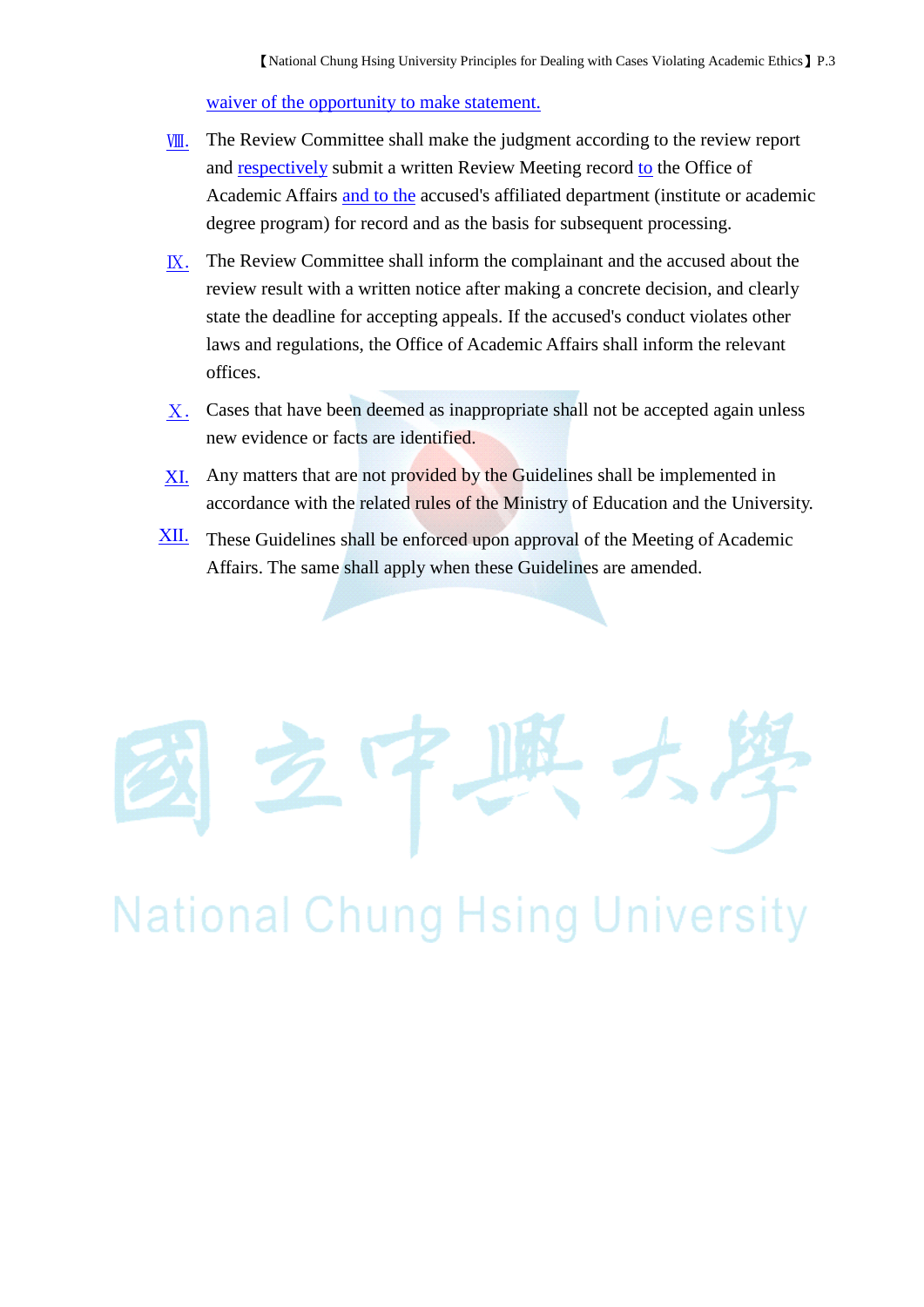waiver of the opportunity to make statement.

Ⅷ. The Review Committee shall make the judgment according to the review report and respectively submit a written Review Meeting record to the Office of Academic Affairs and to the accused's affiliated department (institute or academic degree program) for record and as the basis for subsequent processing.

Ⅸ. The Review Committee shall inform the complainant and the accused about the review result with a written notice after making a concrete decision, and clearly state the deadline for accepting appeals. If the accused's conduct violates other laws and regulations, the Office of Academic Affairs shall inform the relevant offices.

Ⅹ. Cases that have been deemed as inappropriate shall not be accepted again unless new evidence or facts are identified.

XI. Any matters that are not provided by the Guidelines shall be implemented in accordance with the related rules of the Ministry of Education and the University.

XII. These Guidelines shall be enforced upon approval of the Meeting of Academic Affairs. The same shall apply when these Guidelines are amended.